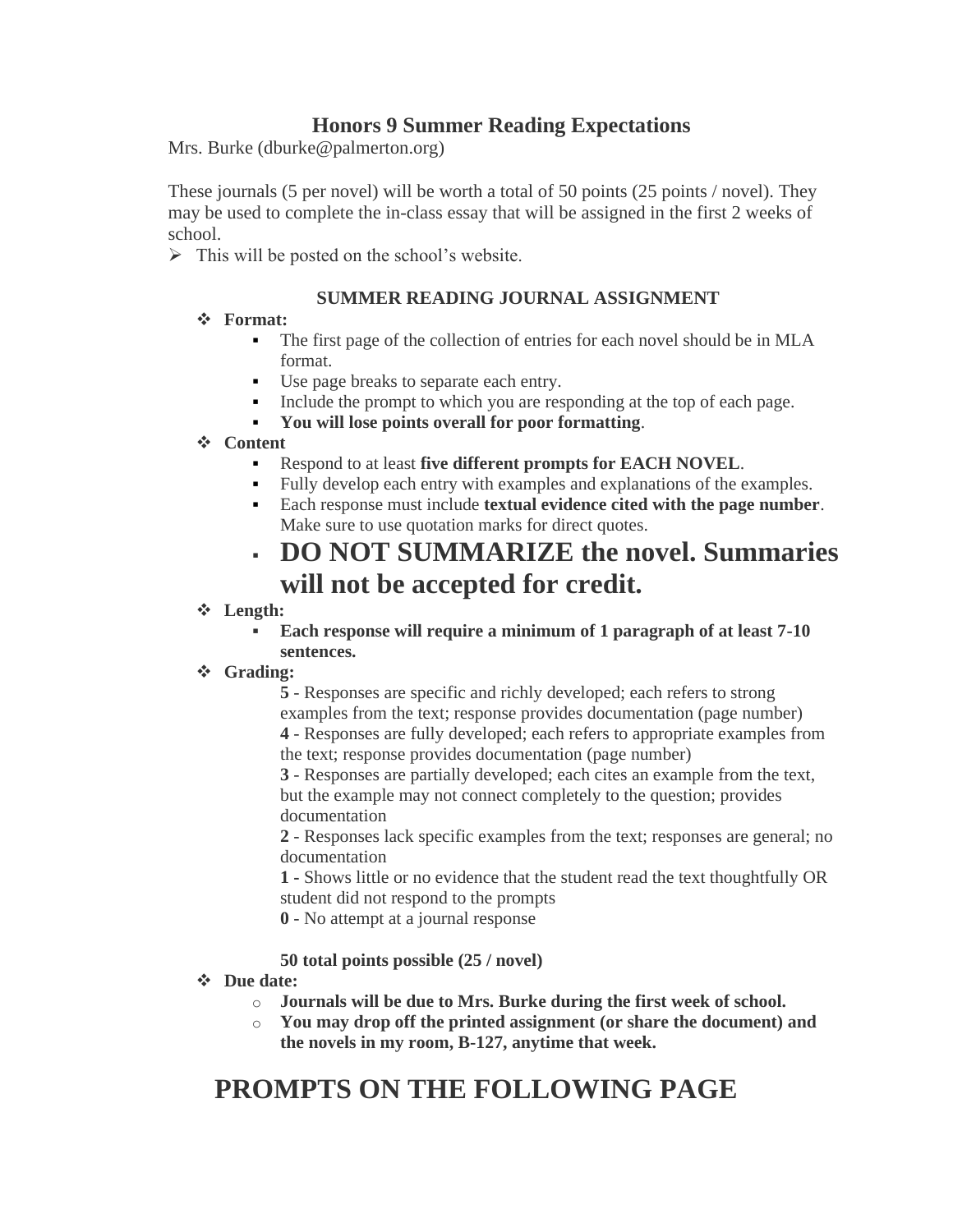# Honors 9 Summer Reading Expectations

Mrs. Burke (dburke@palmerton.org)

These journals (5 per novel) will be worth a total of 50 points (25 points / novel). They may be used to complete the in-class essay that will be assigned in the first 2 weeks of school.

- This will be posted on the school's website.

### SUMMER READING JOURNAL ASSIGNMENT

- **Format:**
  - The first page of the collection of entries for each novel should be in MLA format.
  - Use page breaks to separate each entry.
  - Include the prompt to which you are responding at the top of each page.
  - **You will lose points overall for poor formatting**.
- **Content**
  - Respond to at least **five different prompts for EACH NOVEL**.
  - Fully develop each entry with examples and explanations of the examples.
  - Each response must include **textual evidence cited with the page number**. Make sure to use quotation marks for direct quotes.
  - **DO NOT SUMMARIZE the novel. Summaries will not be accepted for credit.**
- **Length:**
  - **Each response will require a minimum of 1 paragraph of at least 7-10 sentences.**
- **Grading:**

  **5** - Responses are specific and richly developed; each refers to strong examples from the text; response provides documentation (page number)

  **4** - Responses are fully developed; each refers to appropriate examples from the text; response provides documentation (page number)

  **3** - Responses are partially developed; each cites an example from the text, but the example may not connect completely to the question; provides documentation

  **2** - Responses lack specific examples from the text; responses are general; no documentation

  **1** - Shows little or no evidence that the student read the text thoughtfully OR student did not respond to the prompts

  **0** - No attempt at a journal response

  **50 total points possible (25 / novel)**
- **Due date:**
  - **Journals will be due to Mrs. Burke during the first week of school.**
  - **You may drop off the printed assignment (or share the document) and the novels in my room, B-127, anytime that week.**

## PROMPTS ON THE FOLLOWING PAGE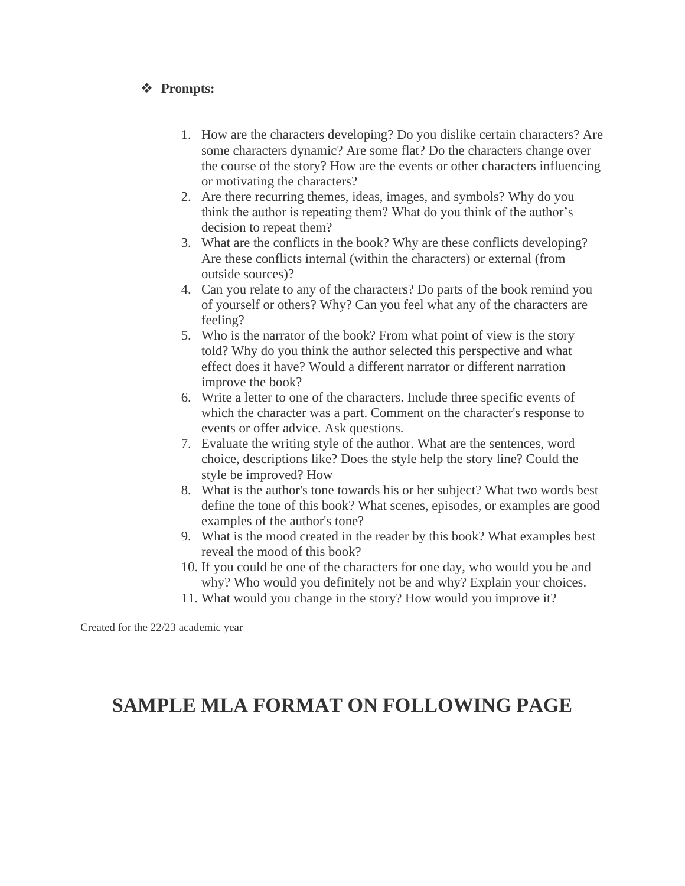- **Prompts:**

1. How are the characters developing? Do you dislike certain characters? Are some characters dynamic? Are some flat? Do the characters change over the course of the story? How are the events or other characters influencing or motivating the characters?
2. Are there recurring themes, ideas, images, and symbols? Why do you think the author is repeating them? What do you think of the author's decision to repeat them?
3. What are the conflicts in the book? Why are these conflicts developing? Are these conflicts internal (within the characters) or external (from outside sources)?
4. Can you relate to any of the characters? Do parts of the book remind you of yourself or others? Why? Can you feel what any of the characters are feeling?
5. Who is the narrator of the book? From what point of view is the story told? Why do you think the author selected this perspective and what effect does it have? Would a different narrator or different narration improve the book?
6. Write a letter to one of the characters. Include three specific events of which the character was a part. Comment on the character's response to events or offer advice. Ask questions.
7. Evaluate the writing style of the author. What are the sentences, word choice, descriptions like? Does the style help the story line? Could the style be improved? How
8. What is the author's tone towards his or her subject? What two words best define the tone of this book? What scenes, episodes, or examples are good examples of the author's tone?
9. What is the mood created in the reader by this book? What examples best reveal the mood of this book?
10. If you could be one of the characters for one day, who would you be and why? Who would you definitely not be and why? Explain your choices.
11. What would you change in the story? How would you improve it?

Created for the 22/23 academic year

# SAMPLE MLA FORMAT ON FOLLOWING PAGE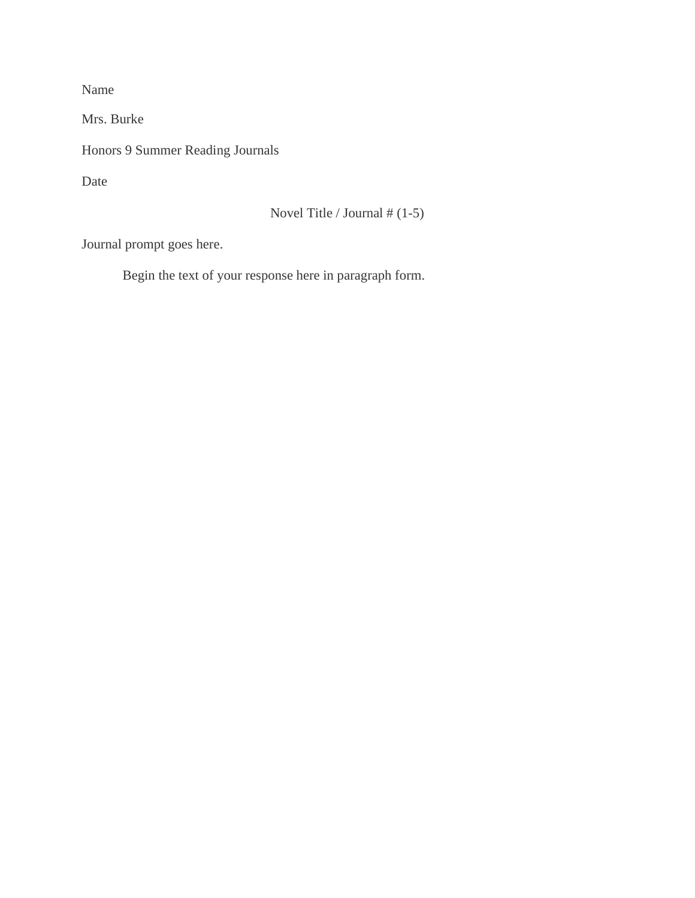Name

Mrs. Burke

Honors 9 Summer Reading Journals

Date

Novel Title / Journal # (1-5)

Journal prompt goes here.

Begin the text of your response here in paragraph form.